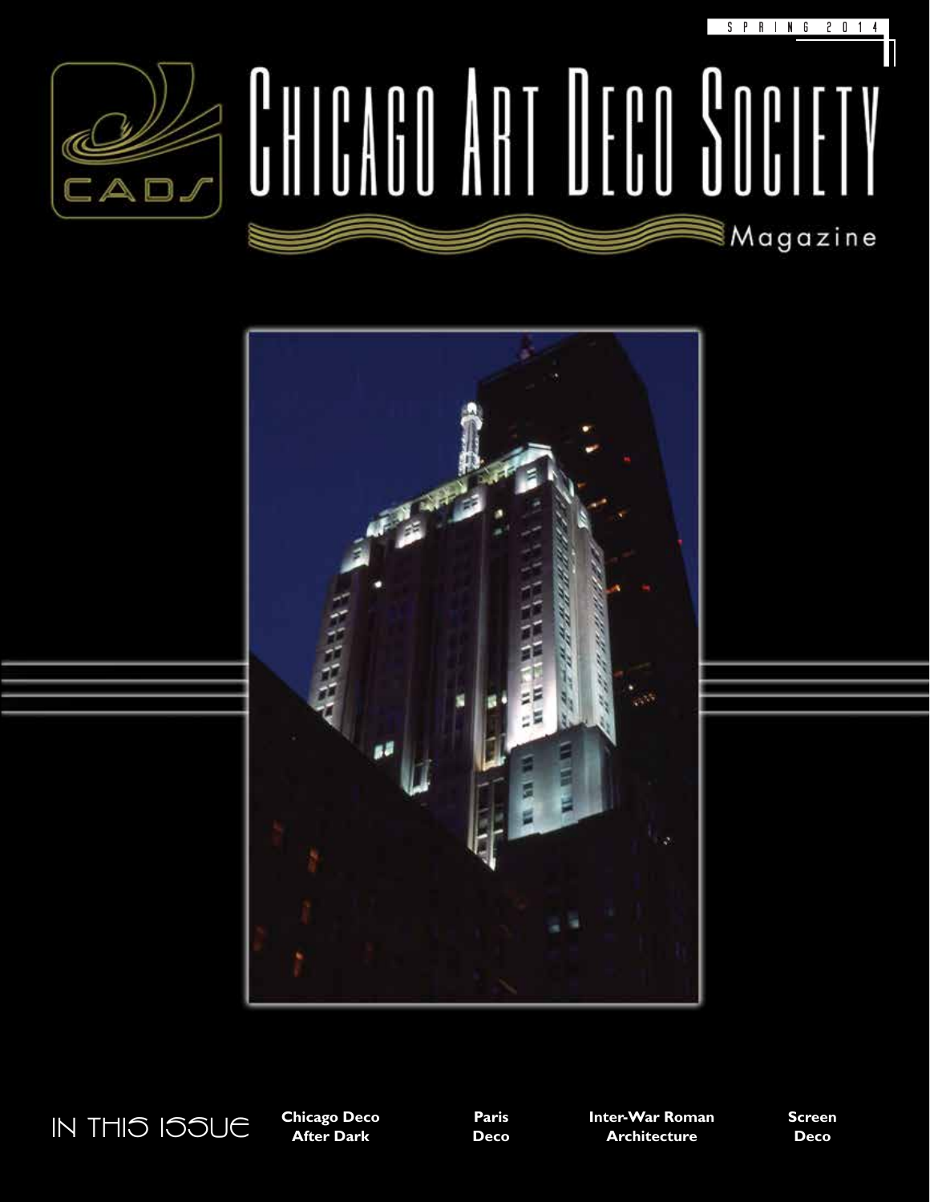SPRING 2014

# CHICAGO ART DECO SOCIETY

Magazine

IN THIS ISSUE

**Chicago Deco After Dark**

**Paris Deco**

**Inter-War Roman Architecture**

**Screen Deco**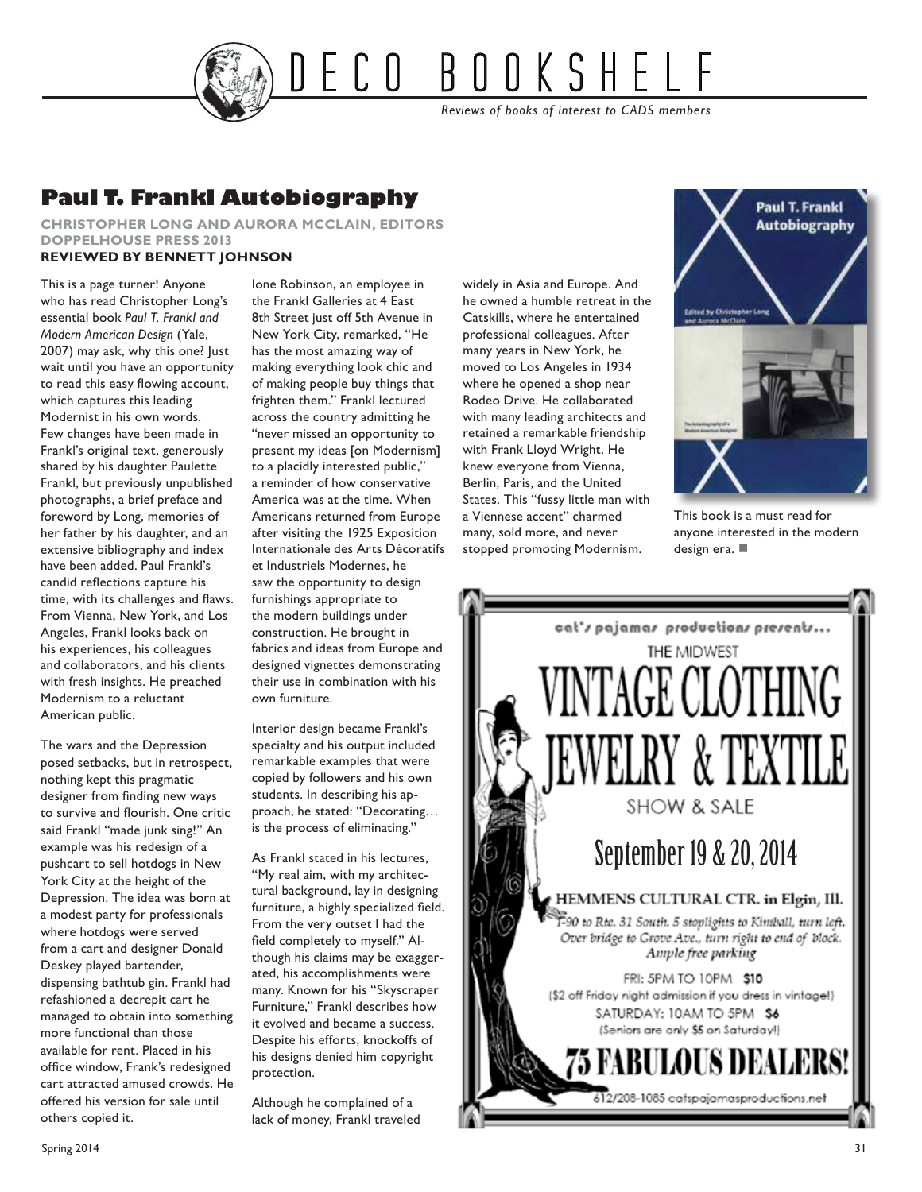# DECO BOOKSHELF

*Reviews of books of interest to CADS members*

## Paul T. Frankl Autobiography

**CHRISTOPHER LONG AND AURORA MCCLAIN, EDITORS**
**DOPPELHOUSE PRESS 2013**
**REVIEWED BY BENNETT JOHNSON**

This is a page turner! Anyone who has read Christopher Long's essential book *Paul T. Frankl and Modern American Design* (Yale, 2007) may ask, why this one? Just wait until you have an opportunity to read this easy flowing account, which captures this leading Modernist in his own words. Few changes have been made in Frankl's original text, generously shared by his daughter Paulette Frankl, but previously unpublished photographs, a brief preface and foreword by Long, memories of her father by his daughter, and an extensive bibliography and index have been added. Paul Frankl's candid reflections capture his time, with its challenges and flaws. From Vienna, New York, and Los Angeles, Frankl looks back on his experiences, his colleagues and collaborators, and his clients with fresh insights. He preached Modernism to a reluctant American public.

The wars and the Depression posed setbacks, but in retrospect, nothing kept this pragmatic designer from finding new ways to survive and flourish. One critic said Frankl "made junk sing!" An example was his redesign of a pushcart to sell hotdogs in New York City at the height of the Depression. The idea was born at a modest party for professionals where hotdogs were served from a cart and designer Donald Deskey played bartender, dispensing bathtub gin. Frankl had refashioned a decrepit cart he managed to obtain into something more functional than those available for rent. Placed in his office window, Frank's redesigned cart attracted amused crowds. He offered his version for sale until others copied it.

Ione Robinson, an employee in the Frankl Galleries at 4 East 8th Street just off 5th Avenue in New York City, remarked, "He has the most amazing way of making everything look chic and of making people buy things that frighten them." Frankl lectured across the country admitting he "never missed an opportunity to present my ideas [on Modernism] to a placidly interested public," a reminder of how conservative America was at the time. When Americans returned from Europe after visiting the 1925 Exposition Internationale des Arts Décoratifs et Industriels Modernes, he saw the opportunity to design furnishings appropriate to the modern buildings under construction. He brought in fabrics and ideas from Europe and designed vignettes demonstrating their use in combination with his own furniture.

Interior design became Frankl's specialty and his output included remarkable examples that were copied by followers and his own students. In describing his approach, he stated: "Decorating… is the process of eliminating."

As Frankl stated in his lectures, "My real aim, with my architectural background, lay in designing furniture, a highly specialized field. From the very outset I had the field completely to myself." Although his claims may be exaggerated, his accomplishments were many. Known for his "Skyscraper Furniture," Frankl describes how it evolved and became a success. Despite his efforts, knockoffs of his designs denied him copyright protection.

Although he complained of a lack of money, Frankl traveled widely in Asia and Europe. And he owned a humble retreat in the Catskills, where he entertained professional colleagues. After many years in New York, he moved to Los Angeles in 1934 where he opened a shop near Rodeo Drive. He collaborated with many leading architects and retained a remarkable friendship with Frank Lloyd Wright. He knew everyone from Vienna, Berlin, Paris, and the United States. This "fussy little man with a Viennese accent" charmed many, sold more, and never stopped promoting Modernism.

This book is a must read for anyone interested in the modern design era. ■

cat's pajamas productions presents...

THE MIDWEST

VINTAGE CLOTHING JEWELRY & TEXTILE

SHOW & SALE

September 19 & 20, 2014

HEMMENS CULTURAL CTR. in Elgin, Ill.

I-90 to Rte. 31 South. 5 stoplights to Kimball, turn left. Over bridge to Grove Ave., turn right to end of block. Ample free parking

FRI: 5PM TO 10PM $10
($2 off Friday night admission if you dress in vintage!)
SATURDAY: 10AM TO 5PM $6
(Seniors are only $5 on Saturday!)

75 FABULOUS DEALERS!

612/208-1085 catspajamasproductions.net